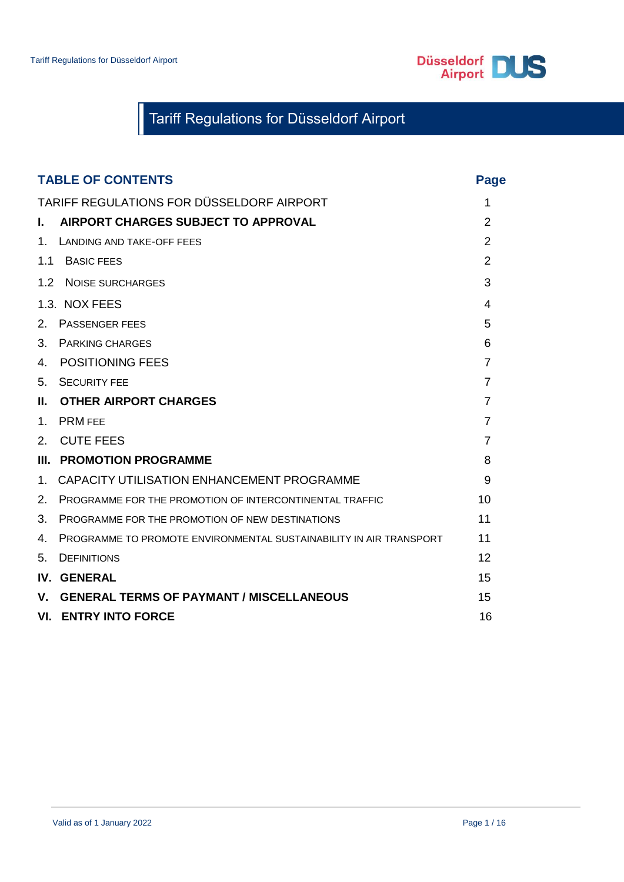# Tariff Regulations for Düsseldorf Airport

## TABLE OF CONTENTS

| TABLE OF CONTENTS | Page |
|---|---|
| TARIFF REGULATIONS FOR DÜSSELDORF AIRPORT | 1 |
| **I. AIRPORT CHARGES SUBJECT TO APPROVAL** | 2 |
| 1. LANDING AND TAKE-OFF FEES | 2 |
| 1.1 BASIC FEES | 2 |
| 1.2 NOISE SURCHARGES | 3 |
| 1.3. NOX FEES | 4 |
| 2. PASSENGER FEES | 5 |
| 3. PARKING CHARGES | 6 |
| 4. POSITIONING FEES | 7 |
| 5. SECURITY FEE | 7 |
| **II. OTHER AIRPORT CHARGES** | 7 |
| 1. PRM FEE | 7 |
| 2. CUTE FEES | 7 |
| **III. PROMOTION PROGRAMME** | 8 |
| 1. CAPACITY UTILISATION ENHANCEMENT PROGRAMME | 9 |
| 2. PROGRAMME FOR THE PROMOTION OF INTERCONTINENTAL TRAFFIC | 10 |
| 3. PROGRAMME FOR THE PROMOTION OF NEW DESTINATIONS | 11 |
| 4. PROGRAMME TO PROMOTE ENVIRONMENTAL SUSTAINABILITY IN AIR TRANSPORT | 11 |
| 5. DEFINITIONS | 12 |
| **IV. GENERAL** | 15 |
| **V. GENERAL TERMS OF PAYMANT / MISCELLANEOUS** | 15 |
| **VI. ENTRY INTO FORCE** | 16 |

Valid as of 1 January 2022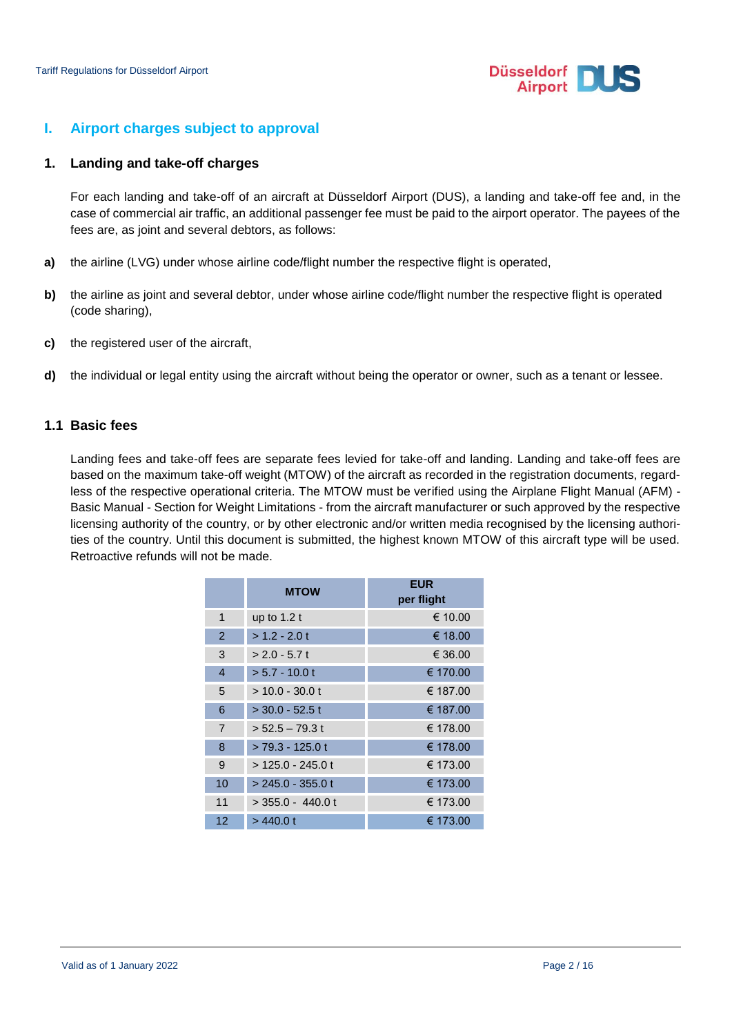# I. Airport charges subject to approval

## 1. Landing and take-off charges

For each landing and take-off of an aircraft at Düsseldorf Airport (DUS), a landing and take-off fee and, in the case of commercial air traffic, an additional passenger fee must be paid to the airport operator. The payees of the fees are, as joint and several debtors, as follows:

**a)** the airline (LVG) under whose airline code/flight number the respective flight is operated,

**b)** the airline as joint and several debtor, under whose airline code/flight number the respective flight is operated (code sharing),

**c)** the registered user of the aircraft,

**d)** the individual or legal entity using the aircraft without being the operator or owner, such as a tenant or lessee.

### 1.1 Basic fees

Landing fees and take-off fees are separate fees levied for take-off and landing. Landing and take-off fees are based on the maximum take-off weight (MTOW) of the aircraft as recorded in the registration documents, regardless of the respective operational criteria. The MTOW must be verified using the Airplane Flight Manual (AFM) - Basic Manual - Section for Weight Limitations - from the aircraft manufacturer or such approved by the respective licensing authority of the country, or by other electronic and/or written media recognised by the licensing authorities of the country. Until this document is submitted, the highest known MTOW of this aircraft type will be used. Retroactive refunds will not be made.

| | MTOW | EUR per flight |
|---|---|---|
| 1 | up to 1.2 t | € 10.00 |
| 2 | > 1.2 - 2.0 t | € 18.00 |
| 3 | > 2.0 - 5.7 t | € 36.00 |
| 4 | > 5.7 - 10.0 t | € 170.00 |
| 5 | > 10.0 - 30.0 t | € 187.00 |
| 6 | > 30.0 - 52.5 t | € 187.00 |
| 7 | > 52.5 – 79.3 t | € 178.00 |
| 8 | > 79.3 - 125.0 t | € 178.00 |
| 9 | > 125.0 - 245.0 t | € 173.00 |
| 10 | > 245.0 - 355.0 t | € 173.00 |
| 11 | > 355.0 - 440.0 t | € 173.00 |
| 12 | > 440.0 t | € 173.00 |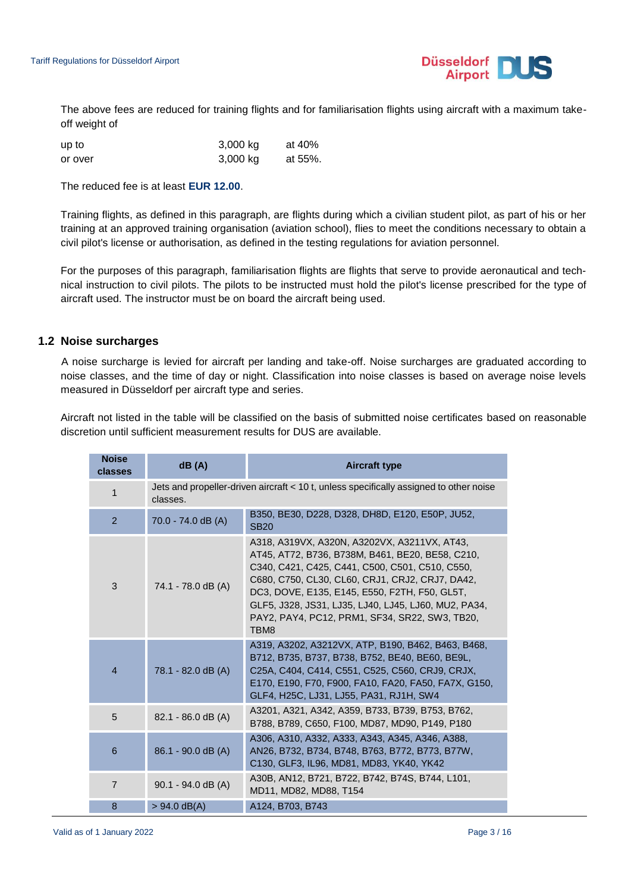The above fees are reduced for training flights and for familiarisation flights using aircraft with a maximum take-off weight of

| | | |
|---|---|---|
| up to | 3,000 kg | at 40% |
| or over | 3,000 kg | at 55%. |

The reduced fee is at least **EUR 12.00**.

Training flights, as defined in this paragraph, are flights during which a civilian student pilot, as part of his or her training at an approved training organisation (aviation school), flies to meet the conditions necessary to obtain a civil pilot's license or authorisation, as defined in the testing regulations for aviation personnel.

For the purposes of this paragraph, familiarisation flights are flights that serve to provide aeronautical and technical instruction to civil pilots. The pilots to be instructed must hold the pilot's license prescribed for the type of aircraft used. The instructor must be on board the aircraft being used.

## 1.2 Noise surcharges

A noise surcharge is levied for aircraft per landing and take-off. Noise surcharges are graduated according to noise classes, and the time of day or night. Classification into noise classes is based on average noise levels measured in Düsseldorf per aircraft type and series.

Aircraft not listed in the table will be classified on the basis of submitted noise certificates based on reasonable discretion until sufficient measurement results for DUS are available.

| Noise classes | dB (A) | Aircraft type |
|---|---|---|
| 1 | Jets and propeller-driven aircraft < 10 t, unless specifically assigned to other noise classes. | |
| 2 | 70.0 - 74.0 dB (A) | B350, BE30, D228, D328, DH8D, E120, E50P, JU52, SB20 |
| 3 | 74.1 - 78.0 dB (A) | A318, A319VX, A320N, A3202VX, A3211VX, AT43, AT45, AT72, B736, B738M, B461, BE20, BE58, C210, C340, C421, C425, C441, C500, C501, C510, C550, C680, C750, CL30, CL60, CRJ1, CRJ2, CRJ7, DA42, DC3, DOVE, E135, E145, E550, F2TH, F50, GL5T, GLF5, J328, JS31, LJ35, LJ40, LJ45, LJ60, MU2, PA34, PAY2, PAY4, PC12, PRM1, SF34, SR22, SW3, TB20, TBM8 |
| 4 | 78.1 - 82.0 dB (A) | A319, A3202, A3212VX, ATP, B190, B462, B463, B468, B712, B735, B737, B738, B752, BE40, BE60, BE9L, C25A, C404, C414, C525, C560, CRJ9, CRJX, E170, E190, F70, F900, FA10, FA20, FA50, FA7X, G150, GLF4, H25C, LJ31, LJ55, PA31, RJ1H, SW4 |
| 5 | 82.1 - 86.0 dB (A) | A3201, A321, A342, A359, B733, B739, B753, B762, B788, B789, C650, F100, MD87, MD90, P149, P180 |
| 6 | 86.1 - 90.0 dB (A) | A306, A310, A332, A333, A343, A345, A346, A388, AN26, B732, B734, B748, B763, B772, B773, B77W, C130, GLF3, IL96, MD81, MD83, YK40, YK42 |
| 7 | 90.1 - 94.0 dB (A) | A30B, AN12, B721, B722, B742, B74S, B744, L101, MD11, MD82, MD88, T154 |
| 8 | > 94.0 dB(A) | A124, B703, B743 |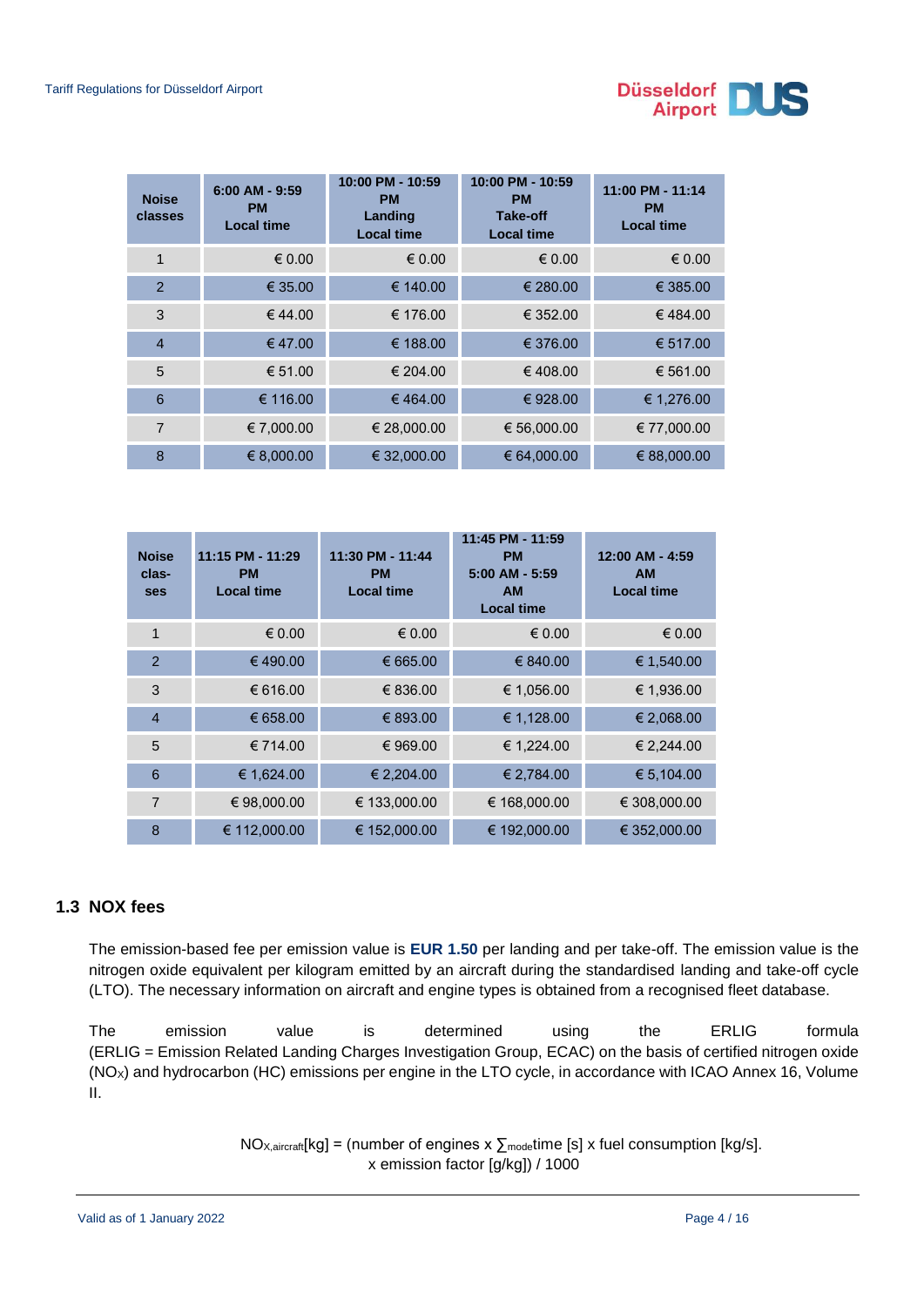| Noise classes | 6:00 AM - 9:59 PM Local time | 10:00 PM - 10:59 PM Landing Local time | 10:00 PM - 10:59 PM Take-off Local time | 11:00 PM - 11:14 PM Local time |
|---|---|---|---|---|
| 1 | € 0.00 | € 0.00 | € 0.00 | € 0.00 |
| 2 | € 35.00 | € 140.00 | € 280.00 | € 385.00 |
| 3 | € 44.00 | € 176.00 | € 352.00 | € 484.00 |
| 4 | € 47.00 | € 188.00 | € 376.00 | € 517.00 |
| 5 | € 51.00 | € 204.00 | € 408.00 | € 561.00 |
| 6 | € 116.00 | € 464.00 | € 928.00 | € 1,276.00 |
| 7 | € 7,000.00 | € 28,000.00 | € 56,000.00 | € 77,000.00 |
| 8 | € 8,000.00 | € 32,000.00 | € 64,000.00 | € 88,000.00 |

| Noise classes | 11:15 PM - 11:29 PM Local time | 11:30 PM - 11:44 PM Local time | 11:45 PM - 11:59 PM 5:00 AM - 5:59 AM Local time | 12:00 AM - 4:59 AM Local time |
|---|---|---|---|---|
| 1 | € 0.00 | € 0.00 | € 0.00 | € 0.00 |
| 2 | € 490.00 | € 665.00 | € 840.00 | € 1,540.00 |
| 3 | € 616.00 | € 836.00 | € 1,056.00 | € 1,936.00 |
| 4 | € 658.00 | € 893.00 | € 1,128.00 | € 2,068.00 |
| 5 | € 714.00 | € 969.00 | € 1,224.00 | € 2,244.00 |
| 6 | € 1,624.00 | € 2,204.00 | € 2,784.00 | € 5,104.00 |
| 7 | € 98,000.00 | € 133,000.00 | € 168,000.00 | € 308,000.00 |
| 8 | € 112,000.00 | € 152,000.00 | € 192,000.00 | € 352,000.00 |

## 1.3 NOX fees

The emission-based fee per emission value is **EUR 1.50** per landing and per take-off. The emission value is the nitrogen oxide equivalent per kilogram emitted by an aircraft during the standardised landing and take-off cycle (LTO). The necessary information on aircraft and engine types is obtained from a recognised fleet database.

The emission value is determined using the ERLIG formula (ERLIG = Emission Related Landing Charges Investigation Group, ECAC) on the basis of certified nitrogen oxide ($NO_X$) and hydrocarbon (HC) emissions per engine in the LTO cycle, in accordance with ICAO Annex 16, Volume II.

$$NO_{X,aircraft}[kg] = (\text{number of engines} \times \sum_{mode} \text{time [s]} \times \text{fuel consumption [kg/s]}. \times \text{emission factor [g/kg]}) / 1000$$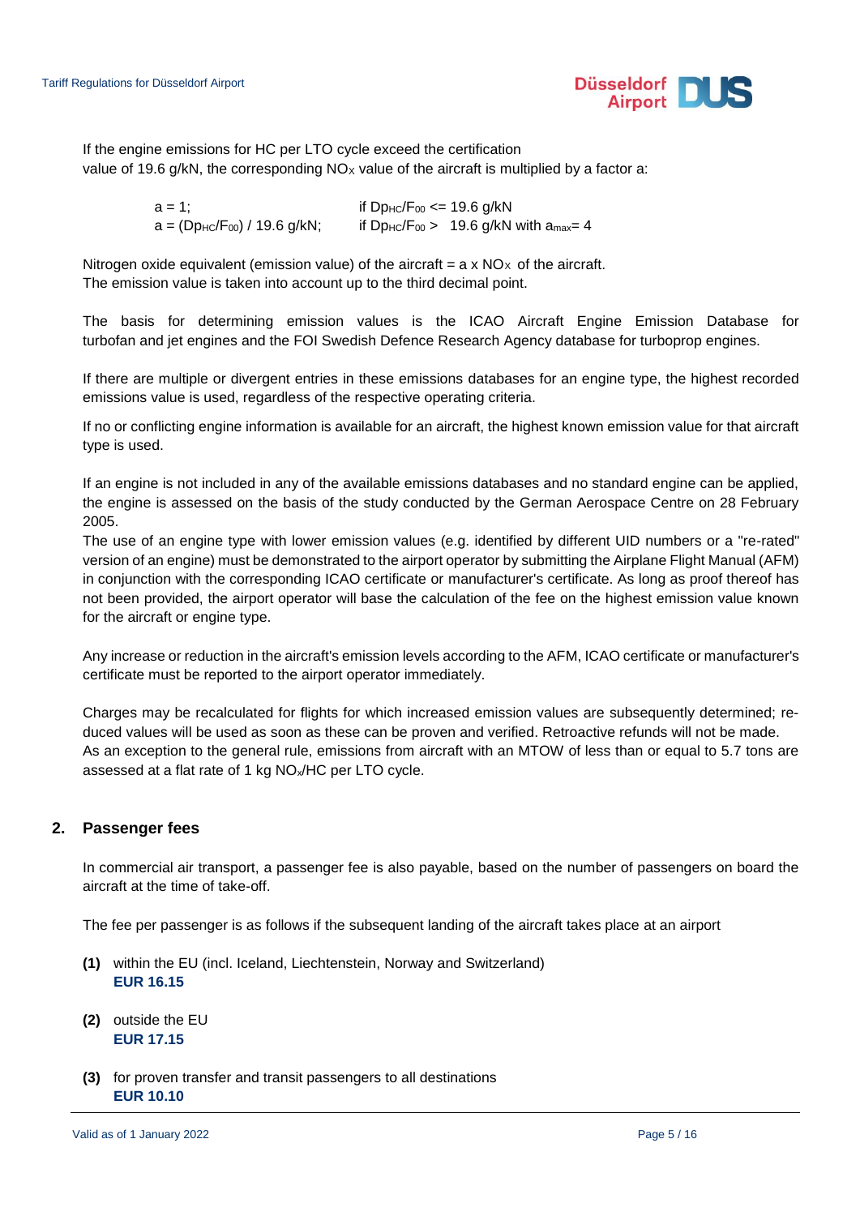If the engine emissions for HC per LTO cycle exceed the certification value of 19.6 g/kN, the corresponding $NO_X$ value of the aircraft is multiplied by a factor a:

| | |
|---|---|
| $a = 1$; | if $Dp_{HC}/F_{00} <= 19.6$ g/kN |
| $a = (Dp_{HC}/F_{00}) / 19.6$ g/kN; | if $Dp_{HC}/F_{00} > 19.6$ g/kN with $a_{max} = 4$ |

Nitrogen oxide equivalent (emission value) of the aircraft = a x $NO_X$ of the aircraft.
The emission value is taken into account up to the third decimal point.

The basis for determining emission values is the ICAO Aircraft Engine Emission Database for turbofan and jet engines and the FOI Swedish Defence Research Agency database for turboprop engines.

If there are multiple or divergent entries in these emissions databases for an engine type, the highest recorded emissions value is used, regardless of the respective operating criteria.

If no or conflicting engine information is available for an aircraft, the highest known emission value for that aircraft type is used.

If an engine is not included in any of the available emissions databases and no standard engine can be applied, the engine is assessed on the basis of the study conducted by the German Aerospace Centre on 28 February 2005.
The use of an engine type with lower emission values (e.g. identified by different UID numbers or a "re-rated" version of an engine) must be demonstrated to the airport operator by submitting the Airplane Flight Manual (AFM) in conjunction with the corresponding ICAO certificate or manufacturer's certificate. As long as proof thereof has not been provided, the airport operator will base the calculation of the fee on the highest emission value known for the aircraft or engine type.

Any increase or reduction in the aircraft's emission levels according to the AFM, ICAO certificate or manufacturer's certificate must be reported to the airport operator immediately.

Charges may be recalculated for flights for which increased emission values are subsequently determined; reduced values will be used as soon as these can be proven and verified. Retroactive refunds will not be made.
As an exception to the general rule, emissions from aircraft with an MTOW of less than or equal to 5.7 tons are assessed at a flat rate of 1 kg $NO_x$/HC per LTO cycle.

## 2. Passenger fees

In commercial air transport, a passenger fee is also payable, based on the number of passengers on board the aircraft at the time of take-off.

The fee per passenger is as follows if the subsequent landing of the aircraft takes place at an airport

**(1)** within the EU (incl. Iceland, Liechtenstein, Norway and Switzerland)
**EUR 16.15**

**(2)** outside the EU
**EUR 17.15**

**(3)** for proven transfer and transit passengers to all destinations
**EUR 10.10**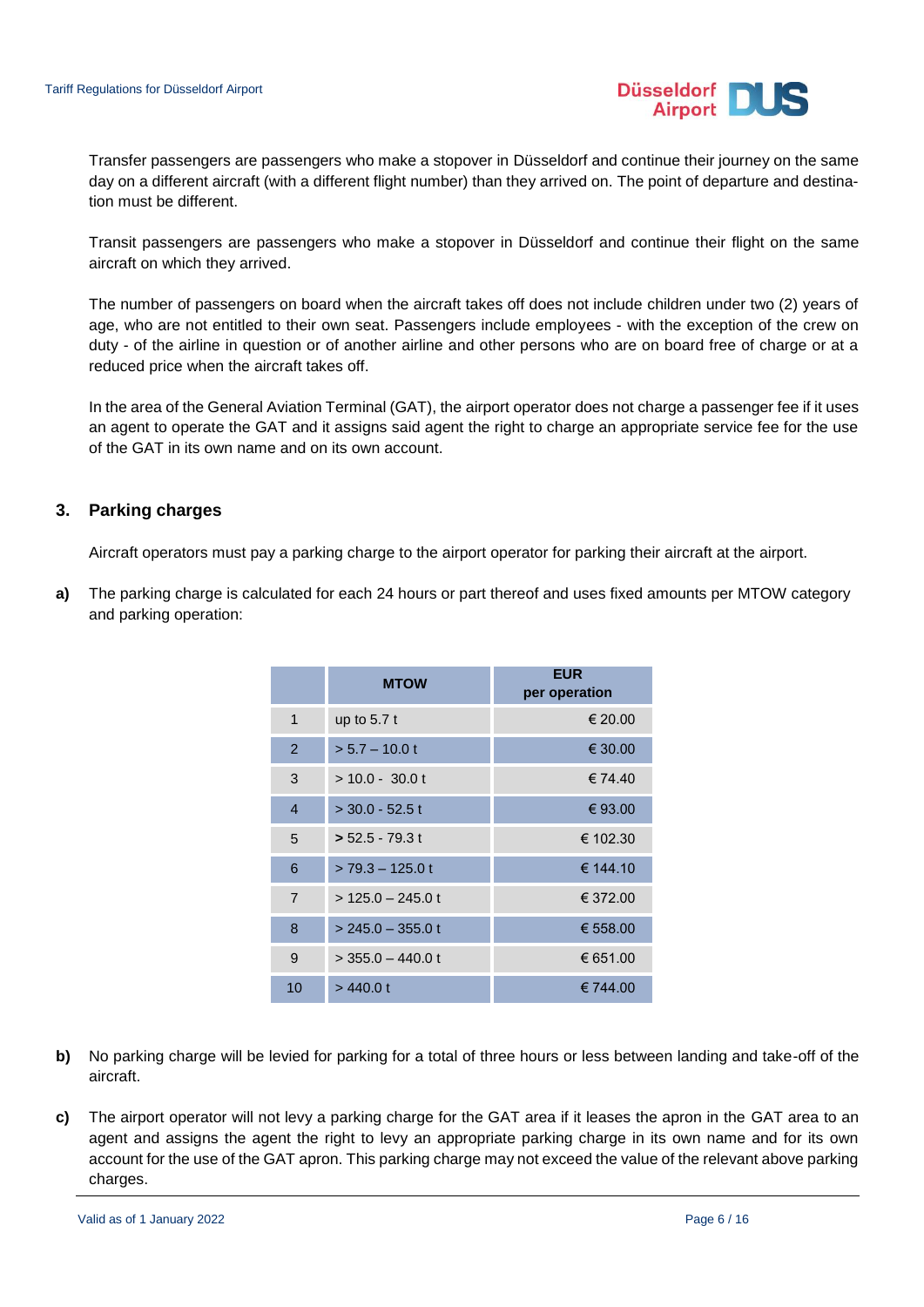Transfer passengers are passengers who make a stopover in Düsseldorf and continue their journey on the same day on a different aircraft (with a different flight number) than they arrived on. The point of departure and destination must be different.

Transit passengers are passengers who make a stopover in Düsseldorf and continue their flight on the same aircraft on which they arrived.

The number of passengers on board when the aircraft takes off does not include children under two (2) years of age, who are not entitled to their own seat. Passengers include employees - with the exception of the crew on duty - of the airline in question or of another airline and other persons who are on board free of charge or at a reduced price when the aircraft takes off.

In the area of the General Aviation Terminal (GAT), the airport operator does not charge a passenger fee if it uses an agent to operate the GAT and it assigns said agent the right to charge an appropriate service fee for the use of the GAT in its own name and on its own account.

## 3. Parking charges

Aircraft operators must pay a parking charge to the airport operator for parking their aircraft at the airport.

**a)** The parking charge is calculated for each 24 hours or part thereof and uses fixed amounts per MTOW category and parking operation:

| | MTOW | EUR per operation |
|---|---|---|
| 1 | up to 5.7 t | € 20.00 |
| 2 | > 5.7 – 10.0 t | € 30.00 |
| 3 | > 10.0 - 30.0 t | € 74.40 |
| 4 | > 30.0 - 52.5 t | € 93.00 |
| 5 | > 52.5 - 79.3 t | € 102.30 |
| 6 | > 79.3 – 125.0 t | € 144.10 |
| 7 | > 125.0 – 245.0 t | € 372.00 |
| 8 | > 245.0 – 355.0 t | € 558.00 |
| 9 | > 355.0 – 440.0 t | € 651.00 |
| 10 | > 440.0 t | € 744.00 |

**b)** No parking charge will be levied for parking for a total of three hours or less between landing and take-off of the aircraft.

**c)** The airport operator will not levy a parking charge for the GAT area if it leases the apron in the GAT area to an agent and assigns the agent the right to levy an appropriate parking charge in its own name and for its own account for the use of the GAT apron. This parking charge may not exceed the value of the relevant above parking charges.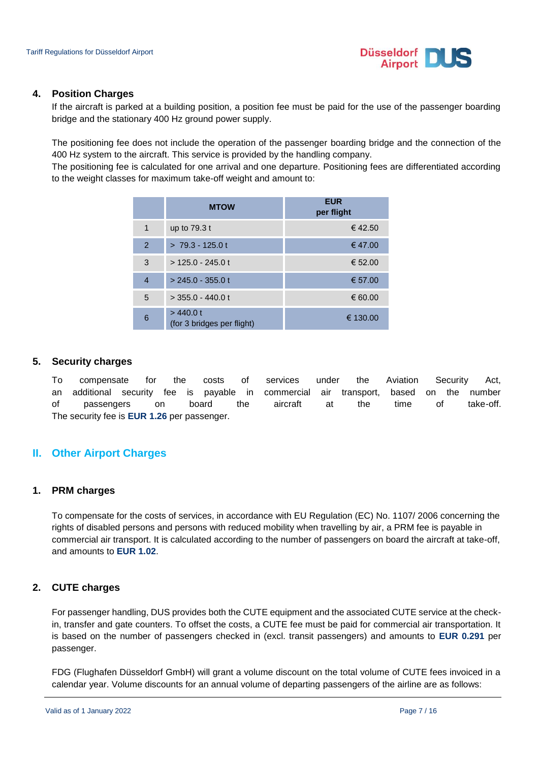## 4. Position Charges

If the aircraft is parked at a building position, a position fee must be paid for the use of the passenger boarding bridge and the stationary 400 Hz ground power supply.

The positioning fee does not include the operation of the passenger boarding bridge and the connection of the 400 Hz system to the aircraft. This service is provided by the handling company.
The positioning fee is calculated for one arrival and one departure. Positioning fees are differentiated according to the weight classes for maximum take-off weight and amount to:

| | MTOW | EUR per flight |
|---|---|---|
| 1 | up to 79.3 t | € 42.50 |
| 2 | > 79.3 - 125.0 t | € 47.00 |
| 3 | > 125.0 - 245.0 t | € 52.00 |
| 4 | > 245.0 - 355.0 t | € 57.00 |
| 5 | > 355.0 - 440.0 t | € 60.00 |
| 6 | > 440.0 t (for 3 bridges per flight) | € 130.00 |

## 5. Security charges

To compensate for the costs of services under the Aviation Security Act, an additional security fee is payable in commercial air transport, based on the number of passengers on board the aircraft at the time of take-off. The security fee is **EUR 1.26** per passenger.

# II. Other Airport Charges

## 1. PRM charges

To compensate for the costs of services, in accordance with EU Regulation (EC) No. 1107/ 2006 concerning the rights of disabled persons and persons with reduced mobility when travelling by air, a PRM fee is payable in commercial air transport. It is calculated according to the number of passengers on board the aircraft at take-off, and amounts to **EUR 1.02**.

## 2. CUTE charges

For passenger handling, DUS provides both the CUTE equipment and the associated CUTE service at the check-in, transfer and gate counters. To offset the costs, a CUTE fee must be paid for commercial air transportation. It is based on the number of passengers checked in (excl. transit passengers) and amounts to **EUR 0.291** per passenger.

FDG (Flughafen Düsseldorf GmbH) will grant a volume discount on the total volume of CUTE fees invoiced in a calendar year. Volume discounts for an annual volume of departing passengers of the airline are as follows: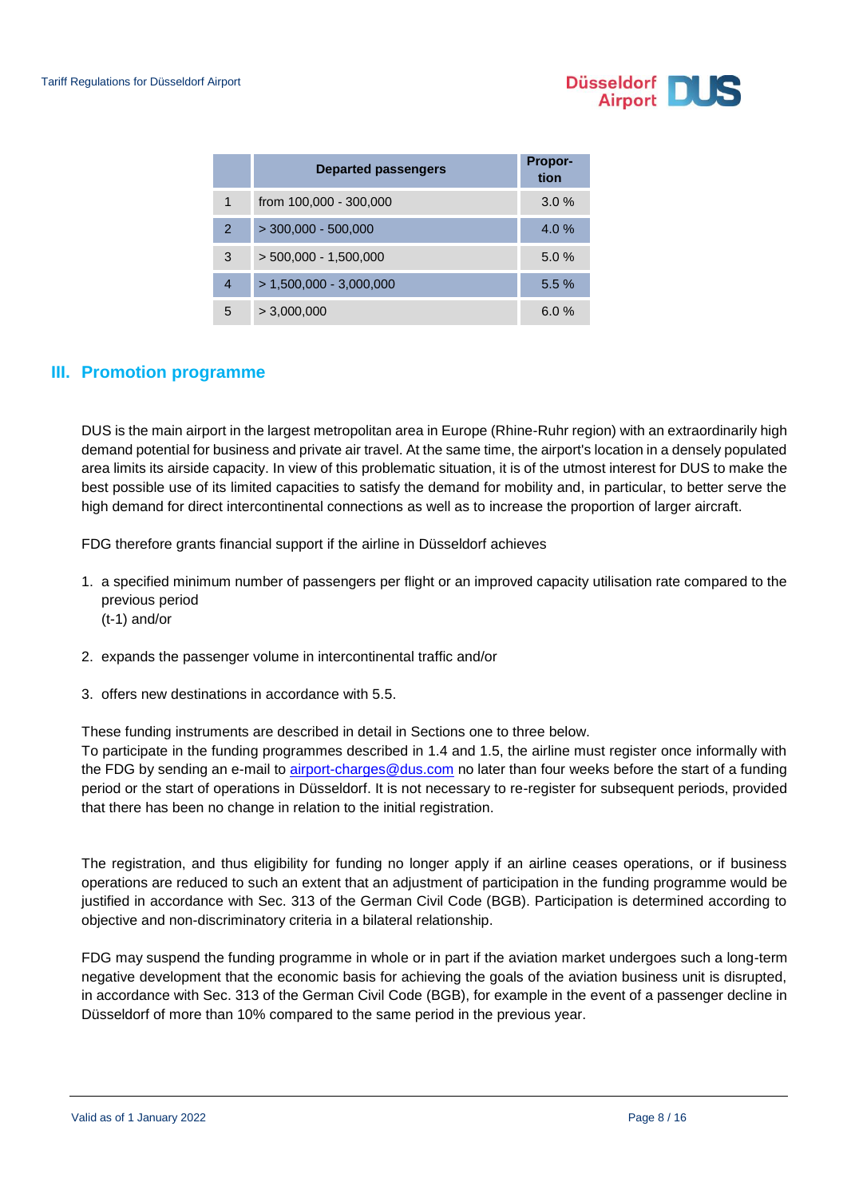| | Departed passengers | Proportion |
|---|---|---|
| 1 | from 100,000 - 300,000 | 3.0 % |
| 2 | > 300,000 - 500,000 | 4.0 % |
| 3 | > 500,000 - 1,500,000 | 5.0 % |
| 4 | > 1,500,000 - 3,000,000 | 5.5 % |
| 5 | > 3,000,000 | 6.0 % |

## III. Promotion programme

DUS is the main airport in the largest metropolitan area in Europe (Rhine-Ruhr region) with an extraordinarily high demand potential for business and private air travel. At the same time, the airport's location in a densely populated area limits its airside capacity. In view of this problematic situation, it is of the utmost interest for DUS to make the best possible use of its limited capacities to satisfy the demand for mobility and, in particular, to better serve the high demand for direct intercontinental connections as well as to increase the proportion of larger aircraft.

FDG therefore grants financial support if the airline in Düsseldorf achieves

1. a specified minimum number of passengers per flight or an improved capacity utilisation rate compared to the previous period (t-1) and/or
2. expands the passenger volume in intercontinental traffic and/or
3. offers new destinations in accordance with 5.5.

These funding instruments are described in detail in Sections one to three below.
To participate in the funding programmes described in 1.4 and 1.5, the airline must register once informally with the FDG by sending an e-mail to airport-charges@dus.com no later than four weeks before the start of a funding period or the start of operations in Düsseldorf. It is not necessary to re-register for subsequent periods, provided that there has been no change in relation to the initial registration.

The registration, and thus eligibility for funding no longer apply if an airline ceases operations, or if business operations are reduced to such an extent that an adjustment of participation in the funding programme would be justified in accordance with Sec. 313 of the German Civil Code (BGB). Participation is determined according to objective and non-discriminatory criteria in a bilateral relationship.

FDG may suspend the funding programme in whole or in part if the aviation market undergoes such a long-term negative development that the economic basis for achieving the goals of the aviation business unit is disrupted, in accordance with Sec. 313 of the German Civil Code (BGB), for example in the event of a passenger decline in Düsseldorf of more than 10% compared to the same period in the previous year.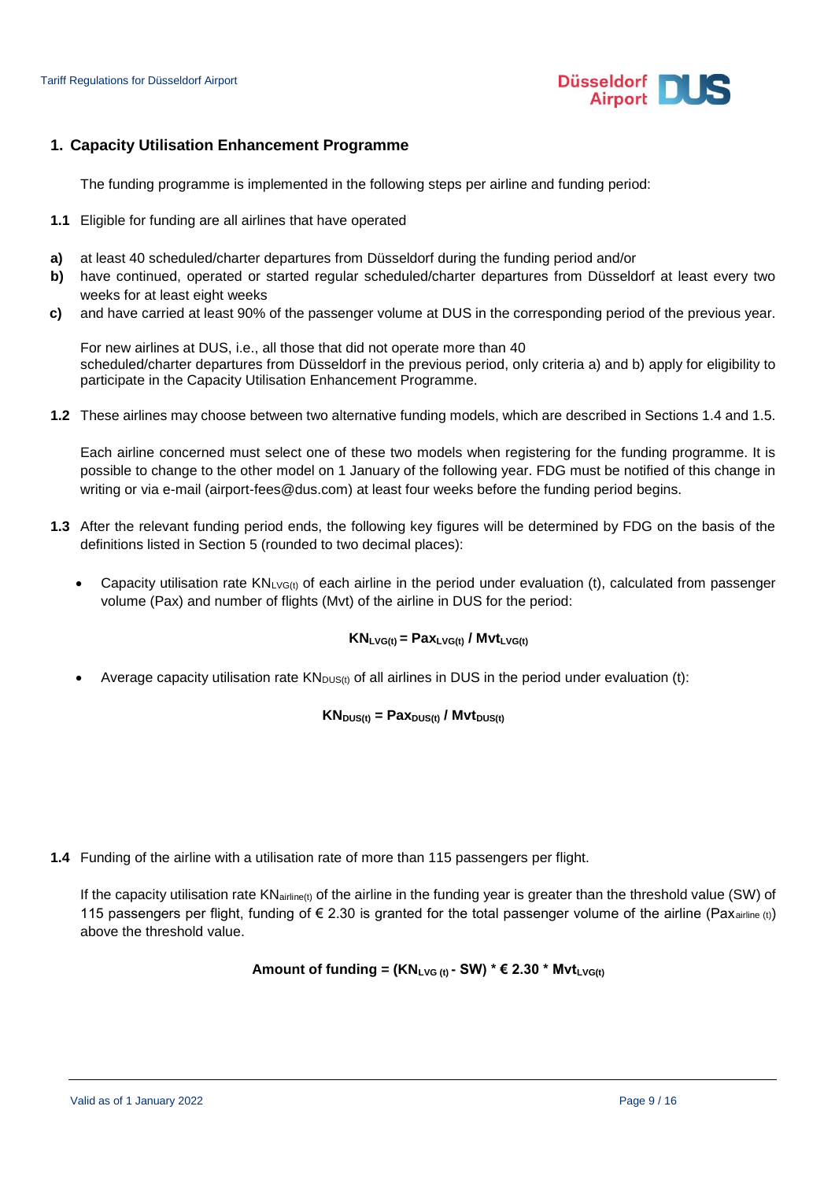## 1. Capacity Utilisation Enhancement Programme

The funding programme is implemented in the following steps per airline and funding period:

**1.1** Eligible for funding are all airlines that have operated

**a)** at least 40 scheduled/charter departures from Düsseldorf during the funding period and/or

**b)** have continued, operated or started regular scheduled/charter departures from Düsseldorf at least every two weeks for at least eight weeks

**c)** and have carried at least 90% of the passenger volume at DUS in the corresponding period of the previous year.

For new airlines at DUS, i.e., all those that did not operate more than 40 scheduled/charter departures from Düsseldorf in the previous period, only criteria a) and b) apply for eligibility to participate in the Capacity Utilisation Enhancement Programme.

**1.2** These airlines may choose between two alternative funding models, which are described in Sections 1.4 and 1.5.

Each airline concerned must select one of these two models when registering for the funding programme. It is possible to change to the other model on 1 January of the following year. FDG must be notified of this change in writing or via e-mail (airport-fees@dus.com) at least four weeks before the funding period begins.

**1.3** After the relevant funding period ends, the following key figures will be determined by FDG on the basis of the definitions listed in Section 5 (rounded to two decimal places):

- Capacity utilisation rate $KN_{LVG(t)}$ of each airline in the period under evaluation (t), calculated from passenger volume (Pax) and number of flights (Mvt) of the airline in DUS for the period:

$$KN_{LVG(t)} = Pax_{LVG(t)} / Mvt_{LVG(t)}$$

- Average capacity utilisation rate $KN_{DUS(t)}$ of all airlines in DUS in the period under evaluation (t):

$$KN_{DUS(t)} = Pax_{DUS(t)} / Mvt_{DUS(t)}$$

**1.4** Funding of the airline with a utilisation rate of more than 115 passengers per flight.

If the capacity utilisation rate $KN_{airline(t)}$ of the airline in the funding year is greater than the threshold value (SW) of 115 passengers per flight, funding of € 2.30 is granted for the total passenger volume of the airline ($Pax_{airline\ (t)}$) above the threshold value.

$$\text{Amount of funding} = (KN_{LVG\ (t)} - SW) * € 2.30 * Mvt_{LVG(t)}$$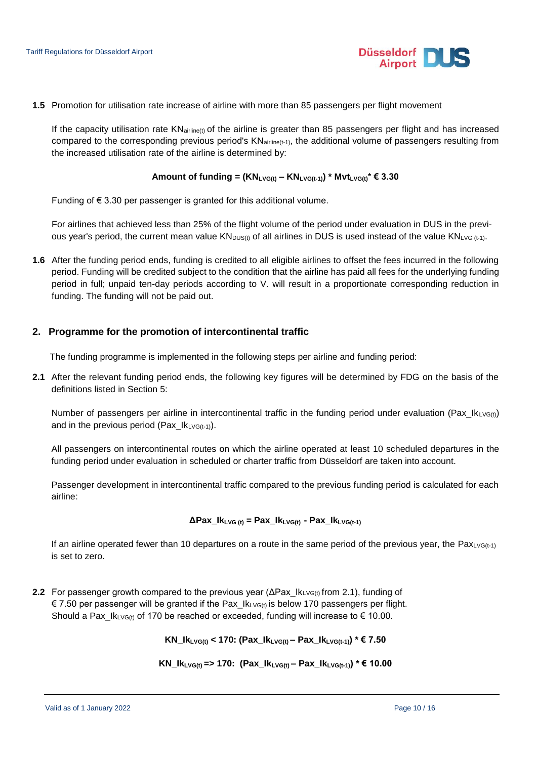**1.5** Promotion for utilisation rate increase of airline with more than 85 passengers per flight movement

If the capacity utilisation rate $KN_{airline(t)}$ of the airline is greater than 85 passengers per flight and has increased compared to the corresponding previous period's $KN_{airline(t-1)}$, the additional volume of passengers resulting from the increased utilisation rate of the airline is determined by:

$$\textbf{Amount of funding} = (KN_{LVG(t)} - KN_{LVG(t-1)}) * Mvt_{LVG(t)} * € 3.30$$

Funding of € 3.30 per passenger is granted for this additional volume.

For airlines that achieved less than 25% of the flight volume of the period under evaluation in DUS in the previous year's period, the current mean value $KN_{DUS(t)}$ of all airlines in DUS is used instead of the value $KN_{LVG(t-1)}$.

**1.6** After the funding period ends, funding is credited to all eligible airlines to offset the fees incurred in the following period. Funding will be credited subject to the condition that the airline has paid all fees for the underlying funding period in full; unpaid ten-day periods according to V. will result in a proportionate corresponding reduction in funding. The funding will not be paid out.

## 2. Programme for the promotion of intercontinental traffic

The funding programme is implemented in the following steps per airline and funding period:

**2.1** After the relevant funding period ends, the following key figures will be determined by FDG on the basis of the definitions listed in Section 5:

Number of passengers per airline in intercontinental traffic in the funding period under evaluation ($Pax\_Ik_{LVG(t)}$) and in the previous period ($Pax\_Ik_{LVG(t-1)}$).

All passengers on intercontinental routes on which the airline operated at least 10 scheduled departures in the funding period under evaluation in scheduled or charter traffic from Düsseldorf are taken into account.

Passenger development in intercontinental traffic compared to the previous funding period is calculated for each airline:

$$\Delta Pax\_Ik_{LVG(t)} = Pax\_Ik_{LVG(t)} - Pax\_Ik_{LVG(t-1)}$$

If an airline operated fewer than 10 departures on a route in the same period of the previous year, the $Pax_{LVG(t-1)}$ is set to zero.

**2.2** For passenger growth compared to the previous year ($\Delta Pax\_Ik_{LVG(t)}$ from 2.1), funding of € 7.50 per passenger will be granted if the $Pax\_Ik_{LVG(t)}$ is below 170 passengers per flight. Should a $Pax\_Ik_{LVG(t)}$ of 170 be reached or exceeded, funding will increase to € 10.00.

$$KN\_Ik_{LVG(t)} < 170: (Pax\_Ik_{LVG(t)} - Pax\_Ik_{LVG(t-1)}) * € 7.50$$

$$KN\_Ik_{LVG(t)} => 170: (Pax\_Ik_{LVG(t)} - Pax\_Ik_{LVG(t-1)}) * € 10.00$$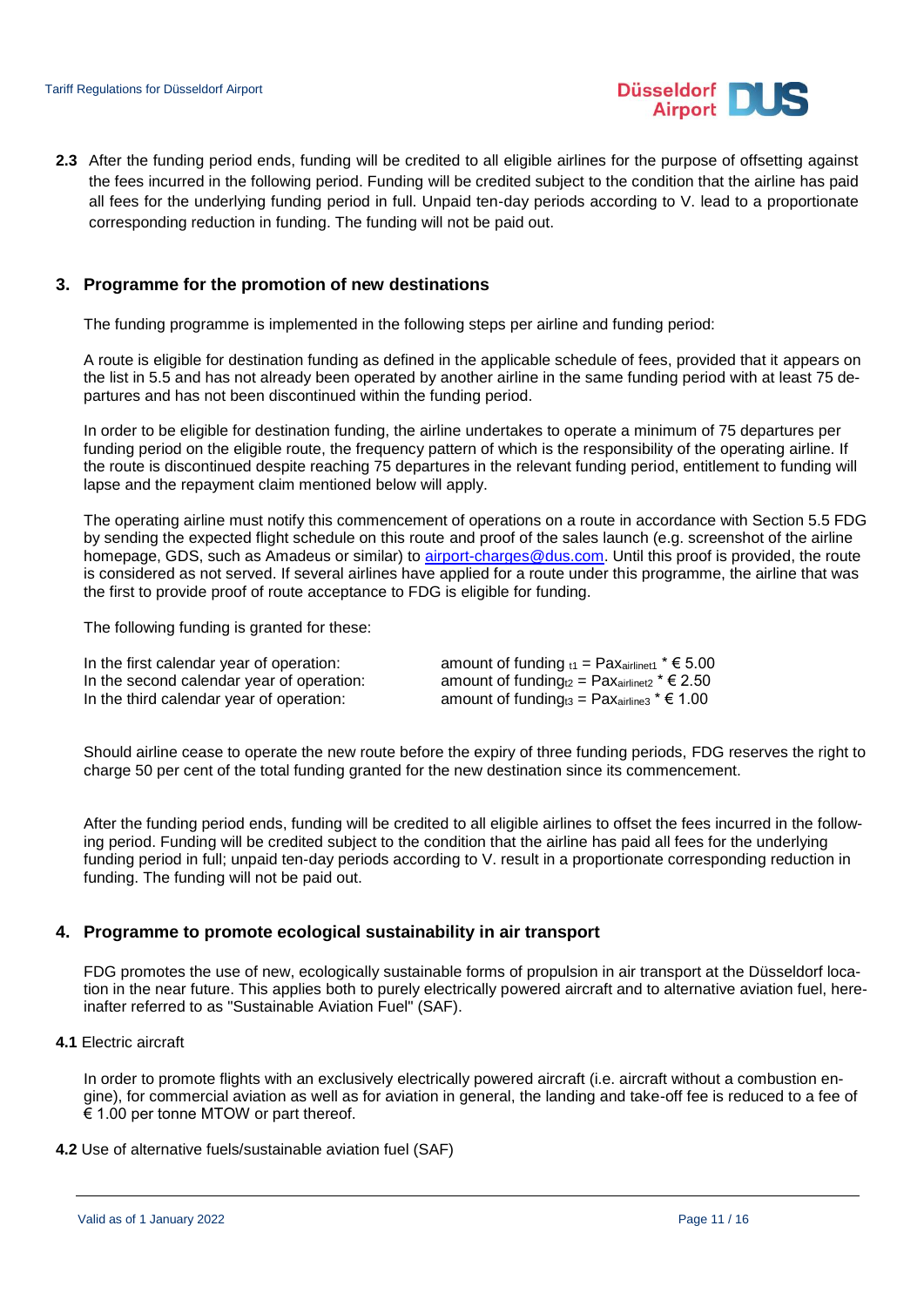**2.3** After the funding period ends, funding will be credited to all eligible airlines for the purpose of offsetting against the fees incurred in the following period. Funding will be credited subject to the condition that the airline has paid all fees for the underlying funding period in full. Unpaid ten-day periods according to V. lead to a proportionate corresponding reduction in funding. The funding will not be paid out.

## 3. Programme for the promotion of new destinations

The funding programme is implemented in the following steps per airline and funding period:

A route is eligible for destination funding as defined in the applicable schedule of fees, provided that it appears on the list in 5.5 and has not already been operated by another airline in the same funding period with at least 75 departures and has not been discontinued within the funding period.

In order to be eligible for destination funding, the airline undertakes to operate a minimum of 75 departures per funding period on the eligible route, the frequency pattern of which is the responsibility of the operating airline. If the route is discontinued despite reaching 75 departures in the relevant funding period, entitlement to funding will lapse and the repayment claim mentioned below will apply.

The operating airline must notify this commencement of operations on a route in accordance with Section 5.5 FDG by sending the expected flight schedule on this route and proof of the sales launch (e.g. screenshot of the airline homepage, GDS, such as Amadeus or similar) to airport-charges@dus.com. Until this proof is provided, the route is considered as not served. If several airlines have applied for a route under this programme, the airline that was the first to provide proof of route acceptance to FDG is eligible for funding.

The following funding is granted for these:

| | |
|---|---|
| In the first calendar year of operation: | amount of funding $_{t1}$ = $Pax_{airline t1}$ * € 5.00 |
| In the second calendar year of operation: | amount of funding$_{t2}$ = $Pax_{airline t2}$ * € 2.50 |
| In the third calendar year of operation: | amount of funding$_{t3}$ = $Pax_{airline t3}$ * € 1.00 |

Should airline cease to operate the new route before the expiry of three funding periods, FDG reserves the right to charge 50 per cent of the total funding granted for the new destination since its commencement.

After the funding period ends, funding will be credited to all eligible airlines to offset the fees incurred in the following period. Funding will be credited subject to the condition that the airline has paid all fees for the underlying funding period in full; unpaid ten-day periods according to V. result in a proportionate corresponding reduction in funding. The funding will not be paid out.

## 4. Programme to promote ecological sustainability in air transport

FDG promotes the use of new, ecologically sustainable forms of propulsion in air transport at the Düsseldorf location in the near future. This applies both to purely electrically powered aircraft and to alternative aviation fuel, hereinafter referred to as "Sustainable Aviation Fuel" (SAF).

**4.1** Electric aircraft

In order to promote flights with an exclusively electrically powered aircraft (i.e. aircraft without a combustion engine), for commercial aviation as well as for aviation in general, the landing and take-off fee is reduced to a fee of € 1.00 per tonne MTOW or part thereof.

**4.2** Use of alternative fuels/sustainable aviation fuel (SAF)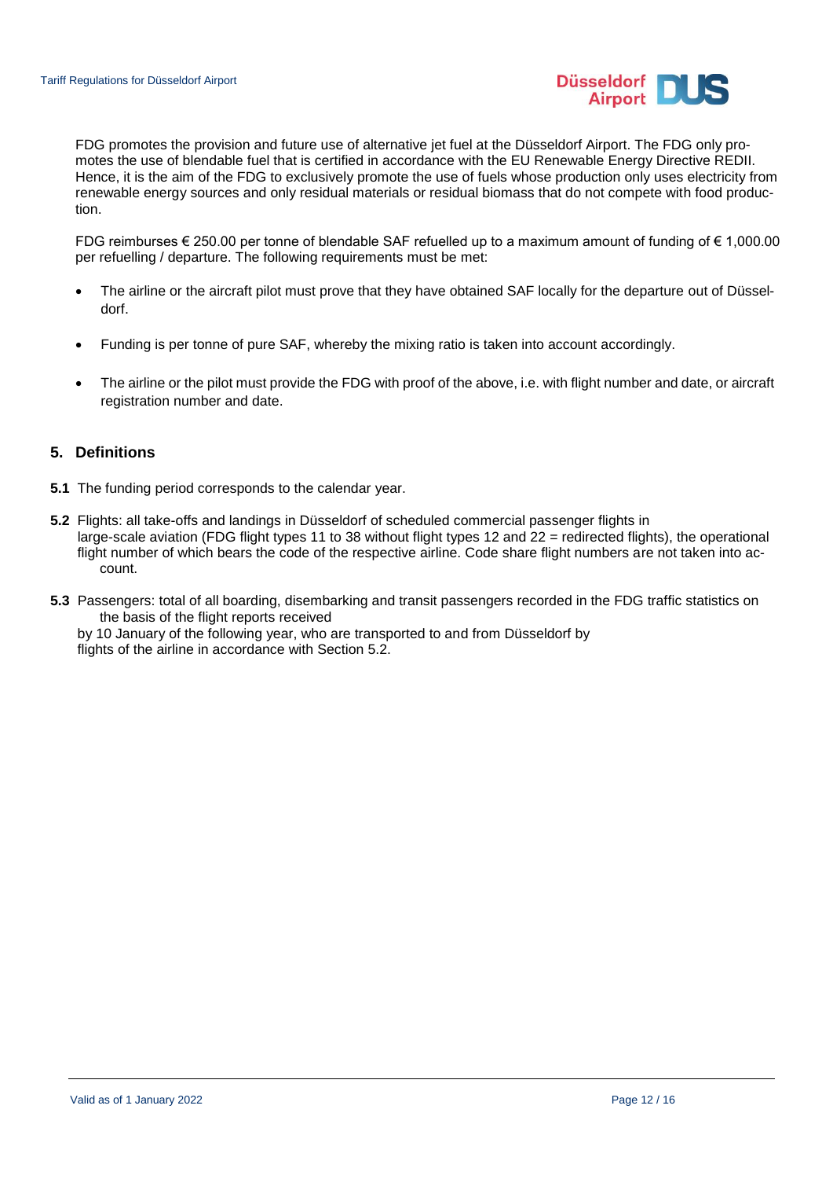FDG promotes the provision and future use of alternative jet fuel at the Düsseldorf Airport. The FDG only promotes the use of blendable fuel that is certified in accordance with the EU Renewable Energy Directive REDII. Hence, it is the aim of the FDG to exclusively promote the use of fuels whose production only uses electricity from renewable energy sources and only residual materials or residual biomass that do not compete with food production.

FDG reimburses € 250.00 per tonne of blendable SAF refuelled up to a maximum amount of funding of € 1,000.00 per refuelling / departure. The following requirements must be met:

- The airline or the aircraft pilot must prove that they have obtained SAF locally for the departure out of Düsseldorf.
- Funding is per tonne of pure SAF, whereby the mixing ratio is taken into account accordingly.
- The airline or the pilot must provide the FDG with proof of the above, i.e. with flight number and date, or aircraft registration number and date.

## 5. Definitions

**5.1** The funding period corresponds to the calendar year.

**5.2** Flights: all take-offs and landings in Düsseldorf of scheduled commercial passenger flights in large-scale aviation (FDG flight types 11 to 38 without flight types 12 and 22 = redirected flights), the operational flight number of which bears the code of the respective airline. Code share flight numbers are not taken into account.

**5.3** Passengers: total of all boarding, disembarking and transit passengers recorded in the FDG traffic statistics on the basis of the flight reports received by 10 January of the following year, who are transported to and from Düsseldorf by flights of the airline in accordance with Section 5.2.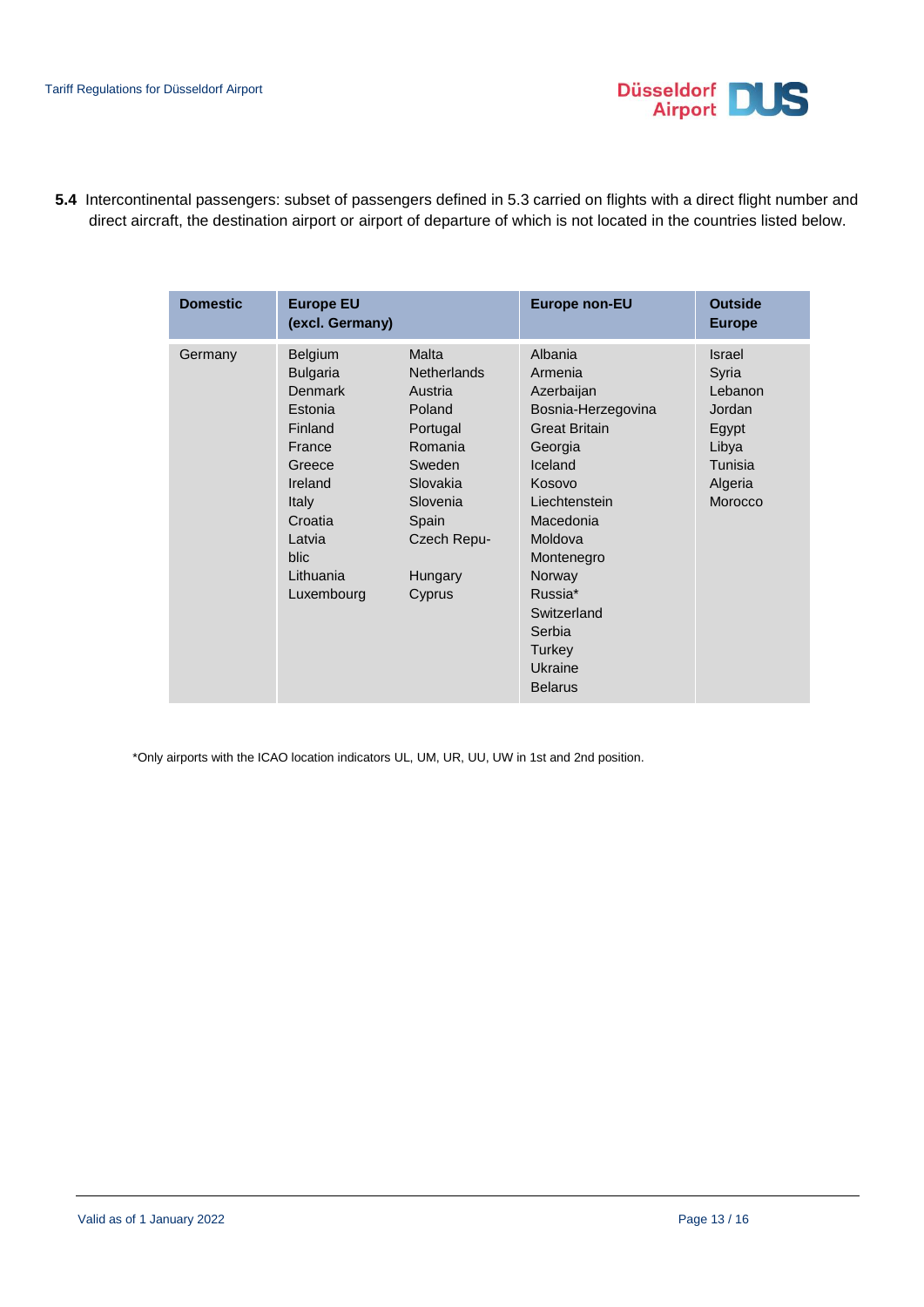**5.4** Intercontinental passengers: subset of passengers defined in 5.3 carried on flights with a direct flight number and direct aircraft, the destination airport or airport of departure of which is not located in the countries listed below.

| Domestic | Europe EU (excl. Germany) | | Europe non-EU | Outside Europe |
|---|---|---|---|---|
| Germany | Belgium | Malta | Albania | Israel |
| | Bulgaria | Netherlands | Armenia | Syria |
| | Denmark | Austria | Azerbaijan | Lebanon |
| | Estonia | Poland | Bosnia-Herzegovina | Jordan |
| | Finland | Portugal | Great Britain | Egypt |
| | France | Romania | Georgia | Libya |
| | Greece | Sweden | Iceland | Tunisia |
| | Ireland | Slovakia | Kosovo | Algeria |
| | Italy | Slovenia | Liechtenstein | Morocco |
| | Croatia | Spain | Macedonia | |
| | Latvia | Czech Repu- | Moldova | |
| | blic | | Montenegro | |
| | Lithuania | Hungary | Norway | |
| | Luxembourg | Cyprus | Russia* | |
| | | | Switzerland | |
| | | | Serbia | |
| | | | Turkey | |
| | | | Ukraine | |
| | | | Belarus | |

*Only airports with the ICAO location indicators UL, UM, UR, UU, UW in 1st and 2nd position.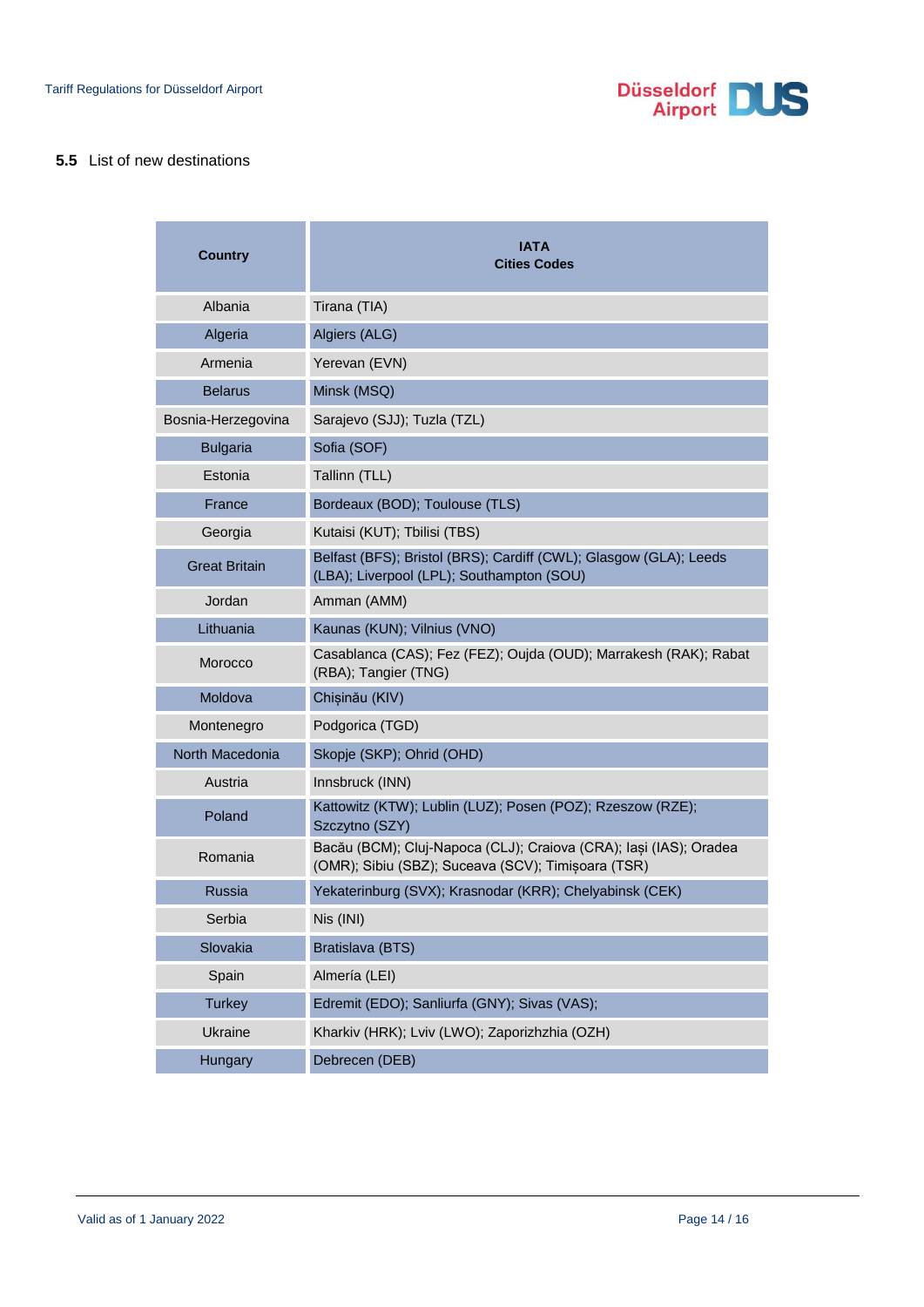### 5.5 List of new destinations

| Country | IATA Cities Codes |
|---|---|
| Albania | Tirana (TIA) |
| Algeria | Algiers (ALG) |
| Armenia | Yerevan (EVN) |
| Belarus | Minsk (MSQ) |
| Bosnia-Herzegovina | Sarajevo (SJJ); Tuzla (TZL) |
| Bulgaria | Sofia (SOF) |
| Estonia | Tallinn (TLL) |
| France | Bordeaux (BOD); Toulouse (TLS) |
| Georgia | Kutaisi (KUT); Tbilisi (TBS) |
| Great Britain | Belfast (BFS); Bristol (BRS); Cardiff (CWL); Glasgow (GLA); Leeds (LBA); Liverpool (LPL); Southampton (SOU) |
| Jordan | Amman (AMM) |
| Lithuania | Kaunas (KUN); Vilnius (VNO) |
| Morocco | Casablanca (CAS); Fez (FEZ); Oujda (OUD); Marrakesh (RAK); Rabat (RBA); Tangier (TNG) |
| Moldova | Chișinău (KIV) |
| Montenegro | Podgorica (TGD) |
| North Macedonia | Skopje (SKP); Ohrid (OHD) |
| Austria | Innsbruck (INN) |
| Poland | Kattowitz (KTW); Lublin (LUZ); Posen (POZ); Rzeszow (RZE); Szczytno (SZY) |
| Romania | Bacău (BCM); Cluj-Napoca (CLJ); Craiova (CRA); Iași (IAS); Oradea (OMR); Sibiu (SBZ); Suceava (SCV); Timișoara (TSR) |
| Russia | Yekaterinburg (SVX); Krasnodar (KRR); Chelyabinsk (CEK) |
| Serbia | Nis (INI) |
| Slovakia | Bratislava (BTS) |
| Spain | Almería (LEI) |
| Turkey | Edremit (EDO); Sanliurfa (GNY); Sivas (VAS); |
| Ukraine | Kharkiv (HRK); Lviv (LWO); Zaporizhzhia (OZH) |
| Hungary | Debrecen (DEB) |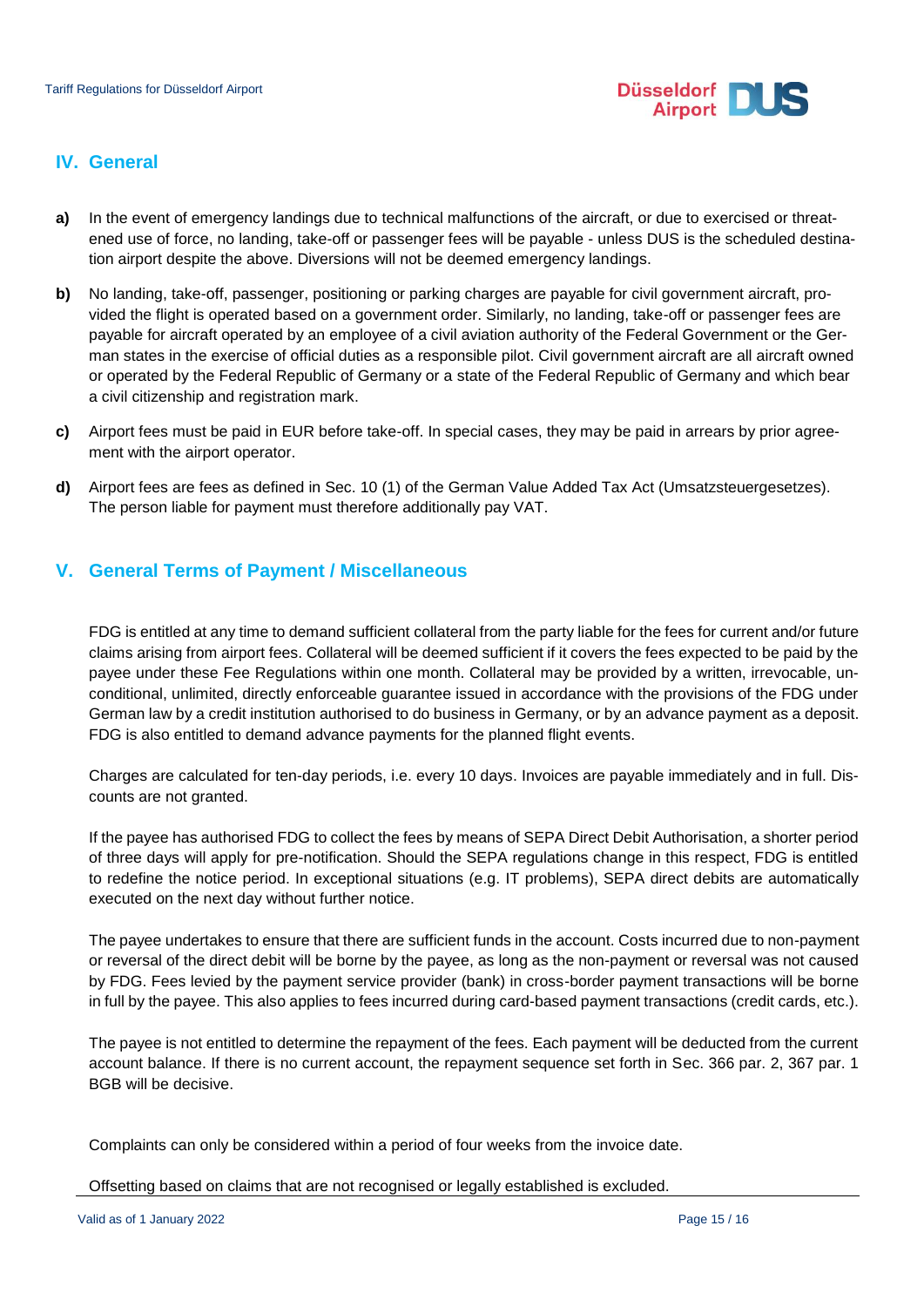## IV. General

**a)** In the event of emergency landings due to technical malfunctions of the aircraft, or due to exercised or threatened use of force, no landing, take-off or passenger fees will be payable - unless DUS is the scheduled destination airport despite the above. Diversions will not be deemed emergency landings.

**b)** No landing, take-off, passenger, positioning or parking charges are payable for civil government aircraft, provided the flight is operated based on a government order. Similarly, no landing, take-off or passenger fees are payable for aircraft operated by an employee of a civil aviation authority of the Federal Government or the German states in the exercise of official duties as a responsible pilot. Civil government aircraft are all aircraft owned or operated by the Federal Republic of Germany or a state of the Federal Republic of Germany and which bear a civil citizenship and registration mark.

**c)** Airport fees must be paid in EUR before take-off. In special cases, they may be paid in arrears by prior agreement with the airport operator.

**d)** Airport fees are fees as defined in Sec. 10 (1) of the German Value Added Tax Act (Umsatzsteuergesetzes). The person liable for payment must therefore additionally pay VAT.

## V. General Terms of Payment / Miscellaneous

FDG is entitled at any time to demand sufficient collateral from the party liable for the fees for current and/or future claims arising from airport fees. Collateral will be deemed sufficient if it covers the fees expected to be paid by the payee under these Fee Regulations within one month. Collateral may be provided by a written, irrevocable, unconditional, unlimited, directly enforceable guarantee issued in accordance with the provisions of the FDG under German law by a credit institution authorised to do business in Germany, or by an advance payment as a deposit. FDG is also entitled to demand advance payments for the planned flight events.

Charges are calculated for ten-day periods, i.e. every 10 days. Invoices are payable immediately and in full. Discounts are not granted.

If the payee has authorised FDG to collect the fees by means of SEPA Direct Debit Authorisation, a shorter period of three days will apply for pre-notification. Should the SEPA regulations change in this respect, FDG is entitled to redefine the notice period. In exceptional situations (e.g. IT problems), SEPA direct debits are automatically executed on the next day without further notice.

The payee undertakes to ensure that there are sufficient funds in the account. Costs incurred due to non-payment or reversal of the direct debit will be borne by the payee, as long as the non-payment or reversal was not caused by FDG. Fees levied by the payment service provider (bank) in cross-border payment transactions will be borne in full by the payee. This also applies to fees incurred during card-based payment transactions (credit cards, etc.).

The payee is not entitled to determine the repayment of the fees. Each payment will be deducted from the current account balance. If there is no current account, the repayment sequence set forth in Sec. 366 par. 2, 367 par. 1 BGB will be decisive.

Complaints can only be considered within a period of four weeks from the invoice date.

Offsetting based on claims that are not recognised or legally established is excluded.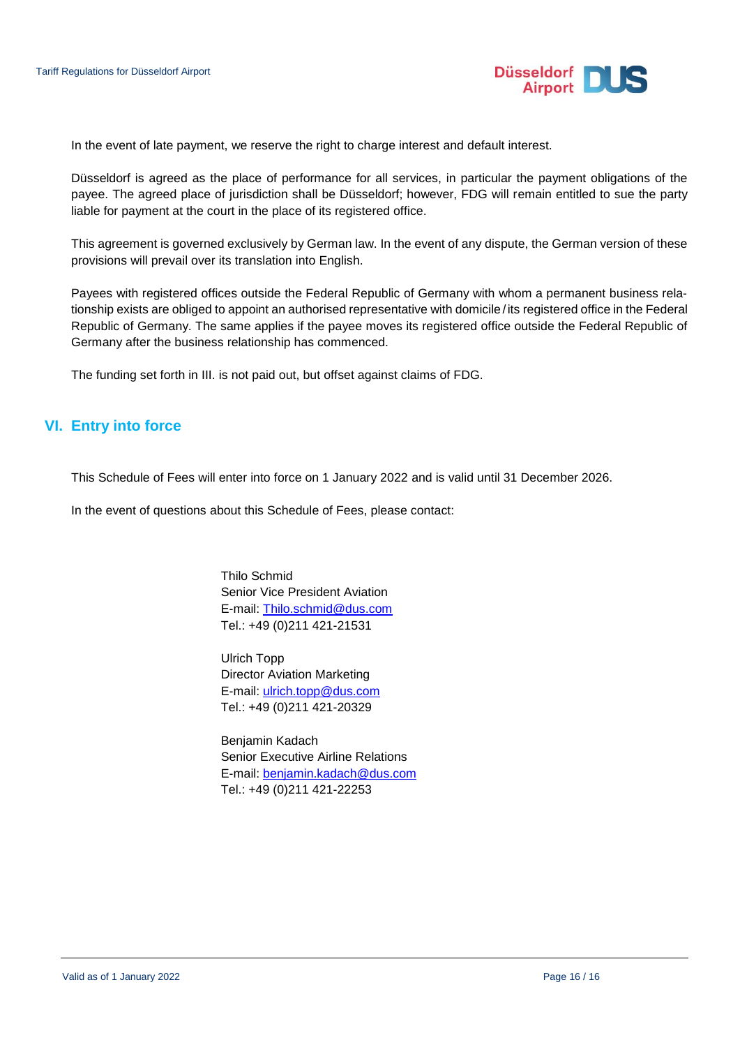In the event of late payment, we reserve the right to charge interest and default interest.

Düsseldorf is agreed as the place of performance for all services, in particular the payment obligations of the payee. The agreed place of jurisdiction shall be Düsseldorf; however, FDG will remain entitled to sue the party liable for payment at the court in the place of its registered office.

This agreement is governed exclusively by German law. In the event of any dispute, the German version of these provisions will prevail over its translation into English.

Payees with registered offices outside the Federal Republic of Germany with whom a permanent business relationship exists are obliged to appoint an authorised representative with domicile / its registered office in the Federal Republic of Germany. The same applies if the payee moves its registered office outside the Federal Republic of Germany after the business relationship has commenced.

The funding set forth in III. is not paid out, but offset against claims of FDG.

## VI. Entry into force

This Schedule of Fees will enter into force on 1 January 2022 and is valid until 31 December 2026.

In the event of questions about this Schedule of Fees, please contact:

Thilo Schmid
Senior Vice President Aviation
E-mail: Thilo.schmid@dus.com
Tel.: +49 (0)211 421-21531

Ulrich Topp
Director Aviation Marketing
E-mail: ulrich.topp@dus.com
Tel.: +49 (0)211 421-20329

Benjamin Kadach
Senior Executive Airline Relations
E-mail: benjamin.kadach@dus.com
Tel.: +49 (0)211 421-22253